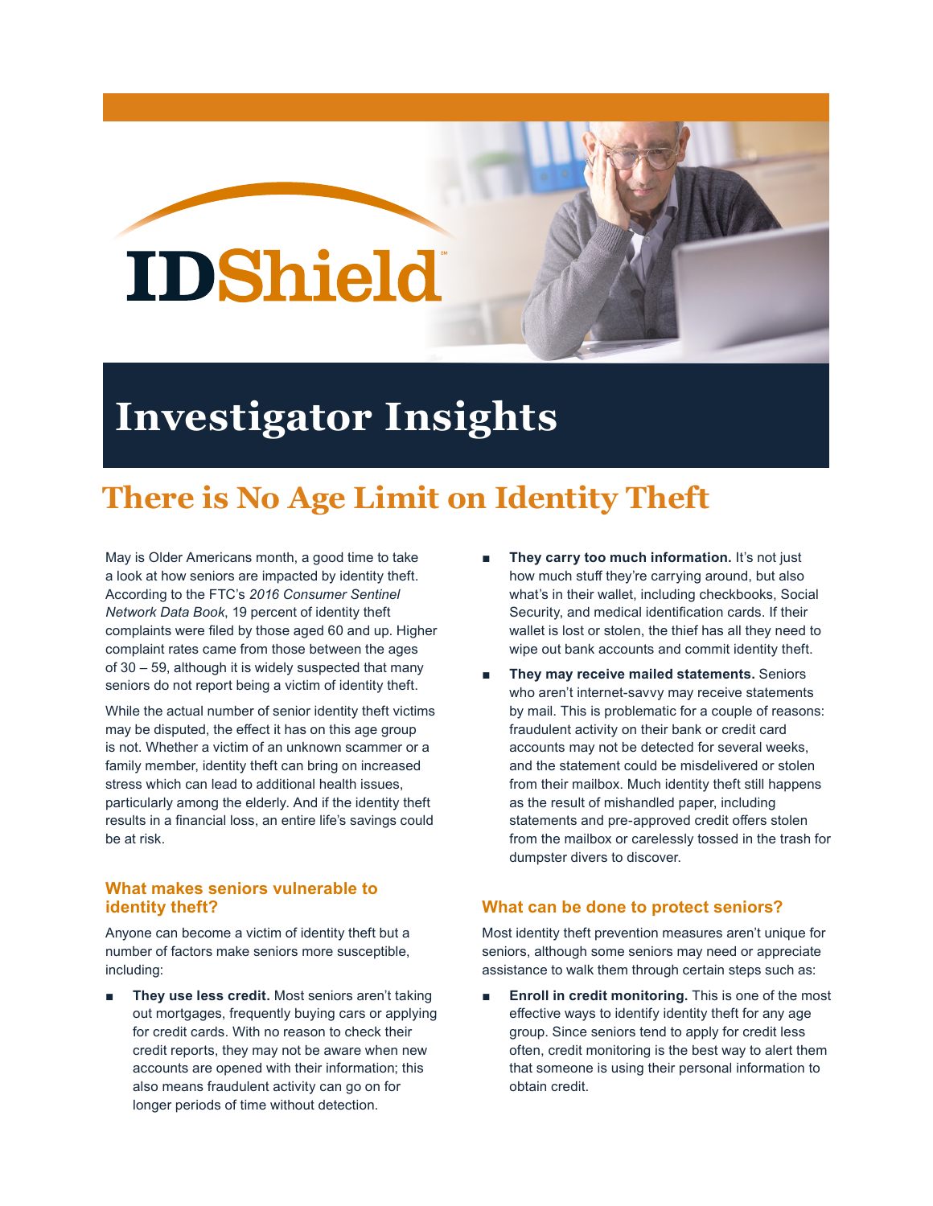IDShield

# Investigator Insights

## There is No Age Limit on Identity Theft

May is Older Americans month, a good time to take a look at how seniors are impacted by identity theft. According to the FTC's *2016 Consumer Sentinel Network Data Book*, 19 percent of identity theft complaints were filed by those aged 60 and up. Higher complaint rates came from those between the ages of 30 – 59, although it is widely suspected that many seniors do not report being a victim of identity theft.

While the actual number of senior identity theft victims may be disputed, the effect it has on this age group is not. Whether a victim of an unknown scammer or a family member, identity theft can bring on increased stress which can lead to additional health issues, particularly among the elderly. And if the identity theft results in a financial loss, an entire life's savings could be at risk.

### What makes seniors vulnerable to identity theft?

Anyone can become a victim of identity theft but a number of factors make seniors more susceptible, including:

- **They use less credit.** Most seniors aren't taking out mortgages, frequently buying cars or applying for credit cards. With no reason to check their credit reports, they may not be aware when new accounts are opened with their information; this also means fraudulent activity can go on for longer periods of time without detection.
- **They carry too much information.** It's not just how much stuff they're carrying around, but also what's in their wallet, including checkbooks, Social Security, and medical identification cards. If their wallet is lost or stolen, the thief has all they need to wipe out bank accounts and commit identity theft.
- **They may receive mailed statements.** Seniors who aren't internet-savvy may receive statements by mail. This is problematic for a couple of reasons: fraudulent activity on their bank or credit card accounts may not be detected for several weeks, and the statement could be misdelivered or stolen from their mailbox. Much identity theft still happens as the result of mishandled paper, including statements and pre-approved credit offers stolen from the mailbox or carelessly tossed in the trash for dumpster divers to discover.

### What can be done to protect seniors?

Most identity theft prevention measures aren't unique for seniors, although some seniors may need or appreciate assistance to walk them through certain steps such as:

- **Enroll in credit monitoring.** This is one of the most effective ways to identify identity theft for any age group. Since seniors tend to apply for credit less often, credit monitoring is the best way to alert them that someone is using their personal information to obtain credit.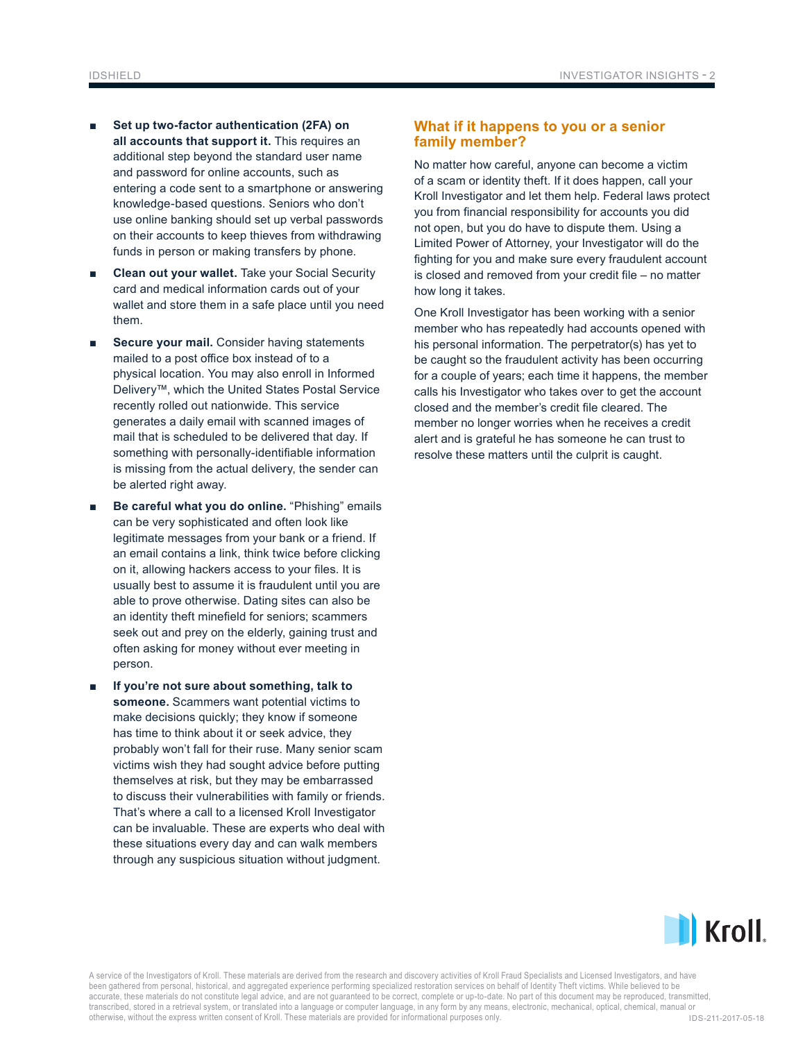- **Set up two-factor authentication (2FA) on all accounts that support it.** This requires an additional step beyond the standard user name and password for online accounts, such as entering a code sent to a smartphone or answering knowledge-based questions. Seniors who don't use online banking should set up verbal passwords on their accounts to keep thieves from withdrawing funds in person or making transfers by phone.
- **Clean out your wallet.** Take your Social Security card and medical information cards out of your wallet and store them in a safe place until you need them.
- **Secure your mail.** Consider having statements mailed to a post office box instead of to a physical location. You may also enroll in Informed Delivery™, which the United States Postal Service recently rolled out nationwide. This service generates a daily email with scanned images of mail that is scheduled to be delivered that day. If something with personally-identifiable information is missing from the actual delivery, the sender can be alerted right away.
- **Be careful what you do online.** "Phishing" emails can be very sophisticated and often look like legitimate messages from your bank or a friend. If an email contains a link, think twice before clicking on it, allowing hackers access to your files. It is usually best to assume it is fraudulent until you are able to prove otherwise. Dating sites can also be an identity theft minefield for seniors; scammers seek out and prey on the elderly, gaining trust and often asking for money without ever meeting in person.
- **If you're not sure about something, talk to someone.** Scammers want potential victims to make decisions quickly; they know if someone has time to think about it or seek advice, they probably won't fall for their ruse. Many senior scam victims wish they had sought advice before putting themselves at risk, but they may be embarrassed to discuss their vulnerabilities with family or friends. That's where a call to a licensed Kroll Investigator can be invaluable. These are experts who deal with these situations every day and can walk members through any suspicious situation without judgment.

## What if it happens to you or a senior family member?

No matter how careful, anyone can become a victim of a scam or identity theft. If it does happen, call your Kroll Investigator and let them help. Federal laws protect you from financial responsibility for accounts you did not open, but you do have to dispute them. Using a Limited Power of Attorney, your Investigator will do the fighting for you and make sure every fraudulent account is closed and removed from your credit file – no matter how long it takes.

One Kroll Investigator has been working with a senior member who has repeatedly had accounts opened with his personal information. The perpetrator(s) has yet to be caught so the fraudulent activity has been occurring for a couple of years; each time it happens, the member calls his Investigator who takes over to get the account closed and the member's credit file cleared. The member no longer worries when he receives a credit alert and is grateful he has someone he can trust to resolve these matters until the culprit is caught.

A service of the Investigators of Kroll. These materials are derived from the research and discovery activities of Kroll Fraud Specialists and Licensed Investigators, and have been gathered from personal, historical, and aggregated experience performing specialized restoration services on behalf of Identity Theft victims. While believed to be accurate, these materials do not constitute legal advice, and are not guaranteed to be correct, complete or up-to-date. No part of this document may be reproduced, transmitted, transcribed, stored in a retrieval system, or translated into a language or computer language, in any form by any means, electronic, mechanical, optical, chemical, manual or otherwise, without the express written consent of Kroll. These materials are provided for informational purposes only.

IDS-211-2017-05-18